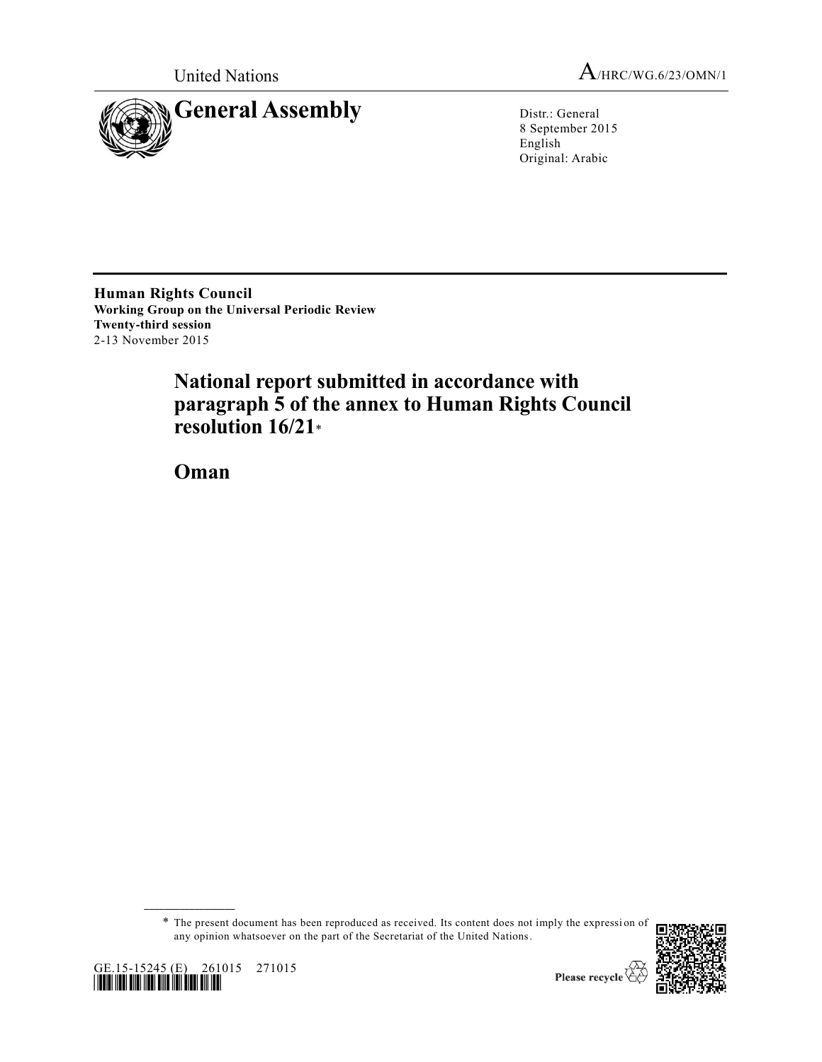United Nations A/HRC/WG.6/23/OMN/1

# General Assembly

Distr.: General
8 September 2015
English
Original: Arabic

**Human Rights Council**
**Working Group on the Universal Periodic Review**
**Twenty-third session**
2-13 November 2015

# National report submitted in accordance with paragraph 5 of the annex to Human Rights Council resolution 16/21*

# Oman

* The present document has been reproduced as received. Its content does not imply the expression of any opinion whatsoever on the part of the Secretariat of the United Nations.

GE.15-15245 (E) 261015 271015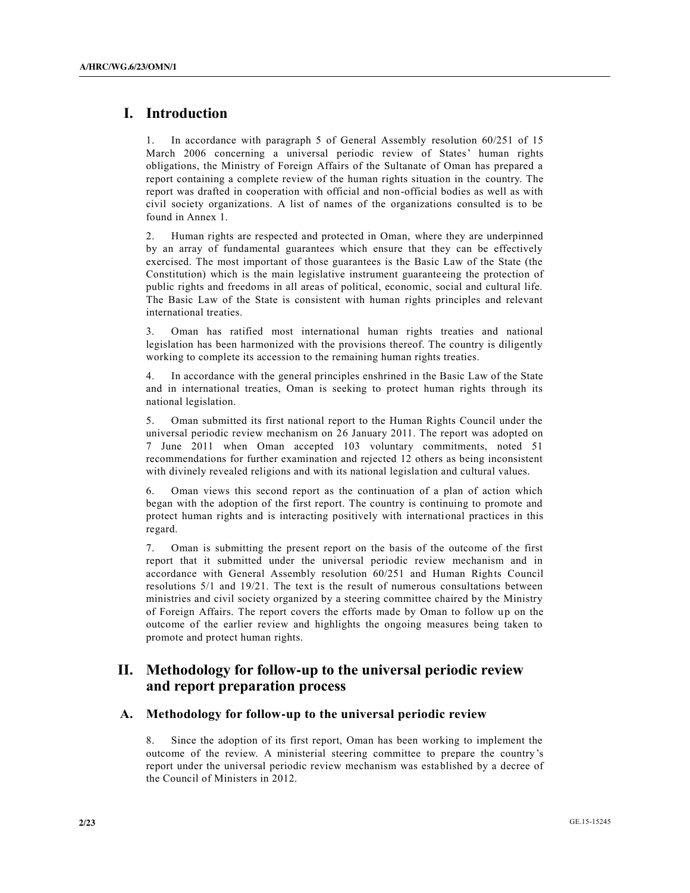# I. Introduction

1. In accordance with paragraph 5 of General Assembly resolution 60/251 of 15 March 2006 concerning a universal periodic review of States' human rights obligations, the Ministry of Foreign Affairs of the Sultanate of Oman has prepared a report containing a complete review of the human rights situation in the country. The report was drafted in cooperation with official and non-official bodies as well as with civil society organizations. A list of names of the organizations consulted is to be found in Annex 1.

2. Human rights are respected and protected in Oman, where they are underpinned by an array of fundamental guarantees which ensure that they can be effectively exercised. The most important of those guarantees is the Basic Law of the State (the Constitution) which is the main legislative instrument guaranteeing the protection of public rights and freedoms in all areas of political, economic, social and cultural life. The Basic Law of the State is consistent with human rights principles and relevant international treaties.

3. Oman has ratified most international human rights treaties and national legislation has been harmonized with the provisions thereof. The country is diligently working to complete its accession to the remaining human rights treaties.

4. In accordance with the general principles enshrined in the Basic Law of the State and in international treaties, Oman is seeking to protect human rights through its national legislation.

5. Oman submitted its first national report to the Human Rights Council under the universal periodic review mechanism on 26 January 2011. The report was adopted on 7 June 2011 when Oman accepted 103 voluntary commitments, noted 51 recommendations for further examination and rejected 12 others as being inconsistent with divinely revealed religions and with its national legislation and cultural values.

6. Oman views this second report as the continuation of a plan of action which began with the adoption of the first report. The country is continuing to promote and protect human rights and is interacting positively with international practices in this regard.

7. Oman is submitting the present report on the basis of the outcome of the first report that it submitted under the universal periodic review mechanism and in accordance with General Assembly resolution 60/251 and Human Rights Council resolutions 5/1 and 19/21. The text is the result of numerous consultations between ministries and civil society organized by a steering committee chaired by the Ministry of Foreign Affairs. The report covers the efforts made by Oman to follow up on the outcome of the earlier review and highlights the ongoing measures being taken to promote and protect human rights.

# II. Methodology for follow-up to the universal periodic review and report preparation process

## A. Methodology for follow-up to the universal periodic review

8. Since the adoption of its first report, Oman has been working to implement the outcome of the review. A ministerial steering committee to prepare the country's report under the universal periodic review mechanism was established by a decree of the Council of Ministers in 2012.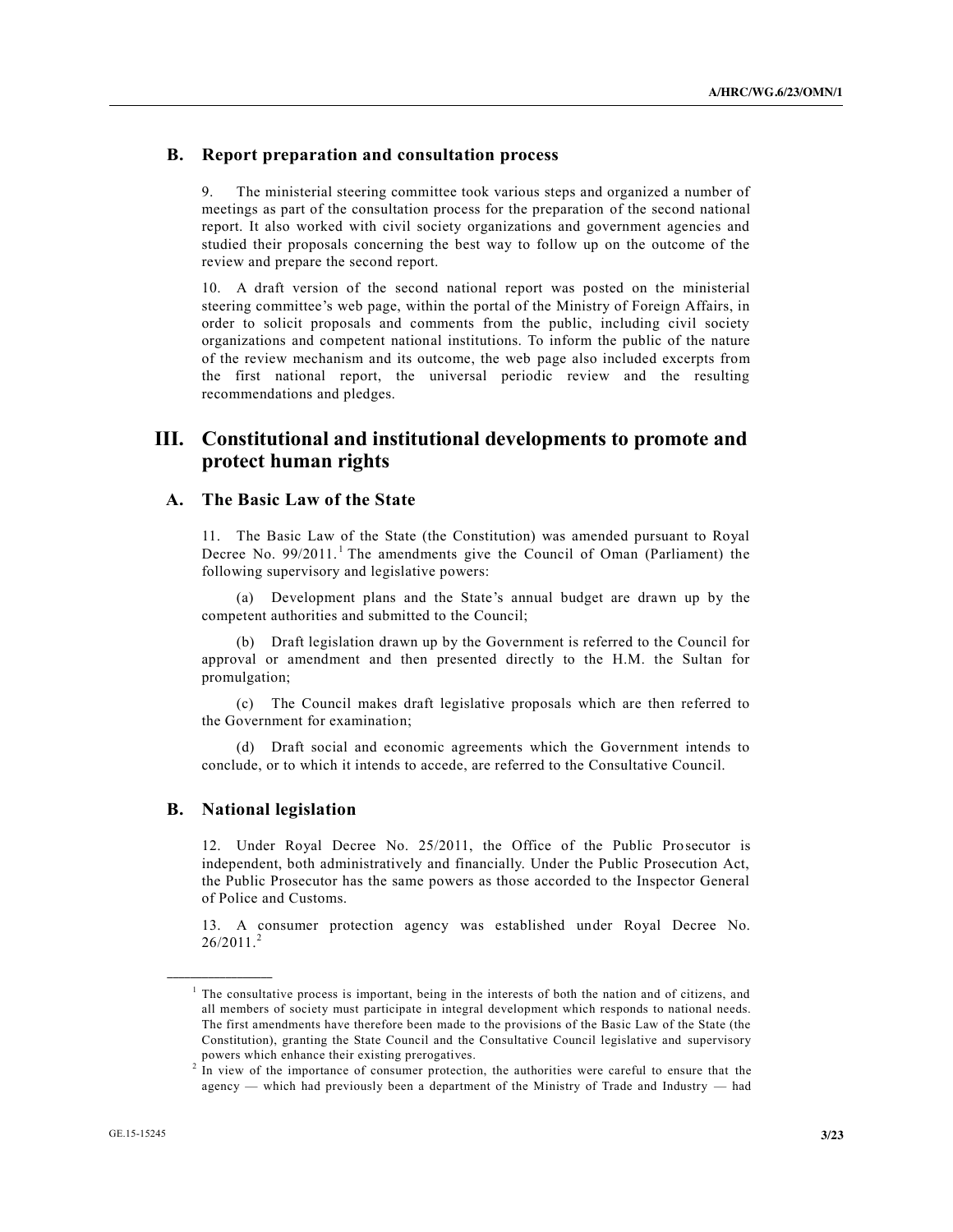## B. Report preparation and consultation process

9. The ministerial steering committee took various steps and organized a number of meetings as part of the consultation process for the preparation of the second national report. It also worked with civil society organizations and government agencies and studied their proposals concerning the best way to follow up on the outcome of the review and prepare the second report.

10. A draft version of the second national report was posted on the ministerial steering committee's web page, within the portal of the Ministry of Foreign Affairs, in order to solicit proposals and comments from the public, including civil society organizations and competent national institutions. To inform the public of the nature of the review mechanism and its outcome, the web page also included excerpts from the first national report, the universal periodic review and the resulting recommendations and pledges.

# III. Constitutional and institutional developments to promote and protect human rights

## A. The Basic Law of the State

11. The Basic Law of the State (the Constitution) was amended pursuant to Royal Decree No. 99/2011.[1] The amendments give the Council of Oman (Parliament) the following supervisory and legislative powers:

(a) Development plans and the State's annual budget are drawn up by the competent authorities and submitted to the Council;

(b) Draft legislation drawn up by the Government is referred to the Council for approval or amendment and then presented directly to the H.M. the Sultan for promulgation;

(c) The Council makes draft legislative proposals which are then referred to the Government for examination;

(d) Draft social and economic agreements which the Government intends to conclude, or to which it intends to accede, are referred to the Consultative Council.

## B. National legislation

12. Under Royal Decree No. 25/2011, the Office of the Public Prosecutor is independent, both administratively and financially. Under the Public Prosecution Act, the Public Prosecutor has the same powers as those accorded to the Inspector General of Police and Customs.

13. A consumer protection agency was established under Royal Decree No. 26/2011.[2]

---

[1] The consultative process is important, being in the interests of both the nation and of citizens, and all members of society must participate in integral development which responds to national needs. The first amendments have therefore been made to the provisions of the Basic Law of the State (the Constitution), granting the State Council and the Consultative Council legislative and supervisory powers which enhance their existing prerogatives.

[2] In view of the importance of consumer protection, the authorities were careful to ensure that the agency — which had previously been a department of the Ministry of Trade and Industry — had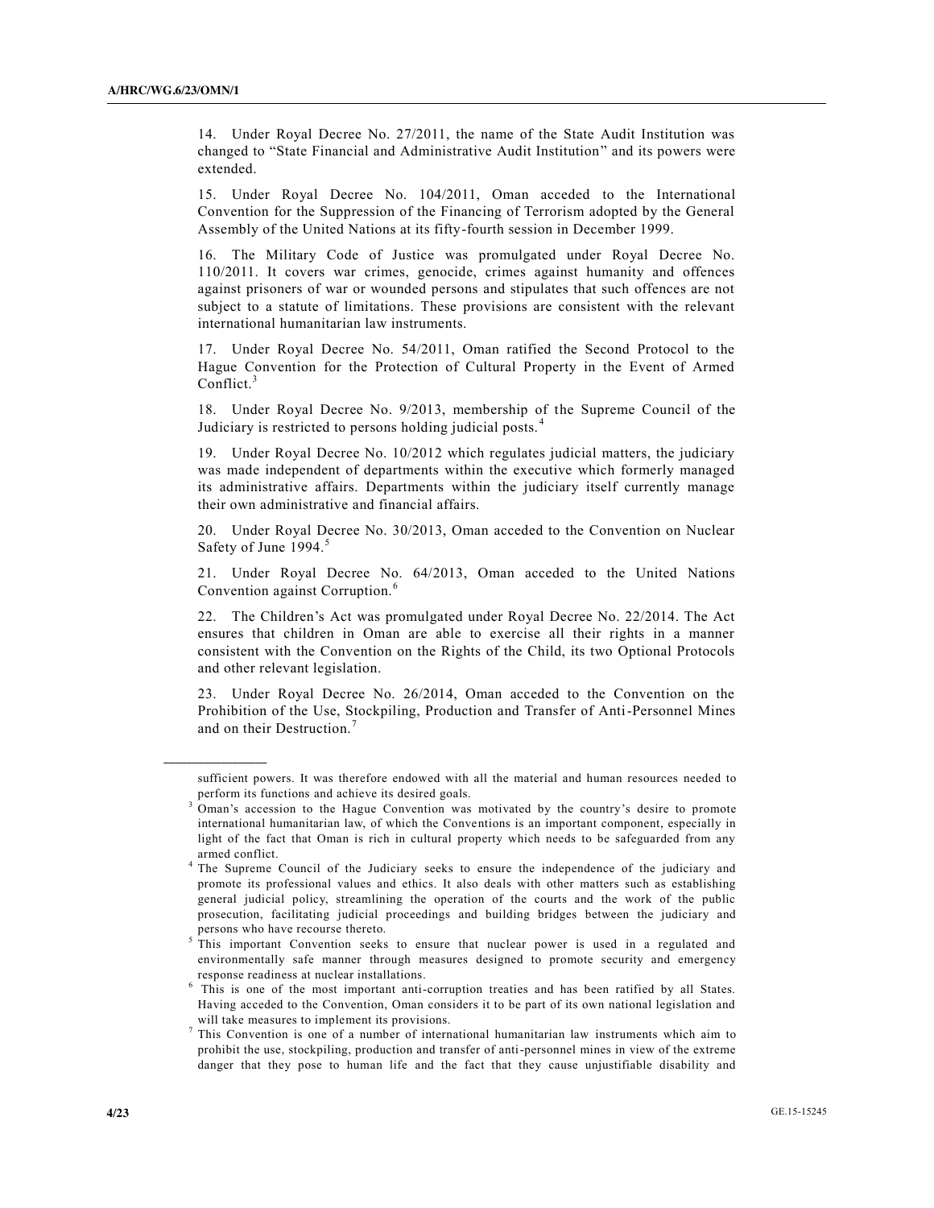14. Under Royal Decree No. 27/2011, the name of the State Audit Institution was changed to "State Financial and Administrative Audit Institution" and its powers were extended.

15. Under Royal Decree No. 104/2011, Oman acceded to the International Convention for the Suppression of the Financing of Terrorism adopted by the General Assembly of the United Nations at its fifty-fourth session in December 1999.

16. The Military Code of Justice was promulgated under Royal Decree No. 110/2011. It covers war crimes, genocide, crimes against humanity and offences against prisoners of war or wounded persons and stipulates that such offences are not subject to a statute of limitations. These provisions are consistent with the relevant international humanitarian law instruments.

17. Under Royal Decree No. 54/2011, Oman ratified the Second Protocol to the Hague Convention for the Protection of Cultural Property in the Event of Armed Conflict.[3]

18. Under Royal Decree No. 9/2013, membership of the Supreme Council of the Judiciary is restricted to persons holding judicial posts.[4]

19. Under Royal Decree No. 10/2012 which regulates judicial matters, the judiciary was made independent of departments within the executive which formerly managed its administrative affairs. Departments within the judiciary itself currently manage their own administrative and financial affairs.

20. Under Royal Decree No. 30/2013, Oman acceded to the Convention on Nuclear Safety of June 1994.[5]

21. Under Royal Decree No. 64/2013, Oman acceded to the United Nations Convention against Corruption.[6]

22. The Children's Act was promulgated under Royal Decree No. 22/2014. The Act ensures that children in Oman are able to exercise all their rights in a manner consistent with the Convention on the Rights of the Child, its two Optional Protocols and other relevant legislation.

23. Under Royal Decree No. 26/2014, Oman acceded to the Convention on the Prohibition of the Use, Stockpiling, Production and Transfer of Anti-Personnel Mines and on their Destruction.[7]

---

sufficient powers. It was therefore endowed with all the material and human resources needed to perform its functions and achieve its desired goals.

[3] Oman's accession to the Hague Convention was motivated by the country's desire to promote international humanitarian law, of which the Conventions is an important component, especially in light of the fact that Oman is rich in cultural property which needs to be safeguarded from any armed conflict.

[4] The Supreme Council of the Judiciary seeks to ensure the independence of the judiciary and promote its professional values and ethics. It also deals with other matters such as establishing general judicial policy, streamlining the operation of the courts and the work of the public prosecution, facilitating judicial proceedings and building bridges between the judiciary and persons who have recourse thereto.

[5] This important Convention seeks to ensure that nuclear power is used in a regulated and environmentally safe manner through measures designed to promote security and emergency response readiness at nuclear installations.

[6] This is one of the most important anti-corruption treaties and has been ratified by all States. Having acceded to the Convention, Oman considers it to be part of its own national legislation and will take measures to implement its provisions.

[7] This Convention is one of a number of international humanitarian law instruments which aim to prohibit the use, stockpiling, production and transfer of anti-personnel mines in view of the extreme danger that they pose to human life and the fact that they cause unjustifiable disability and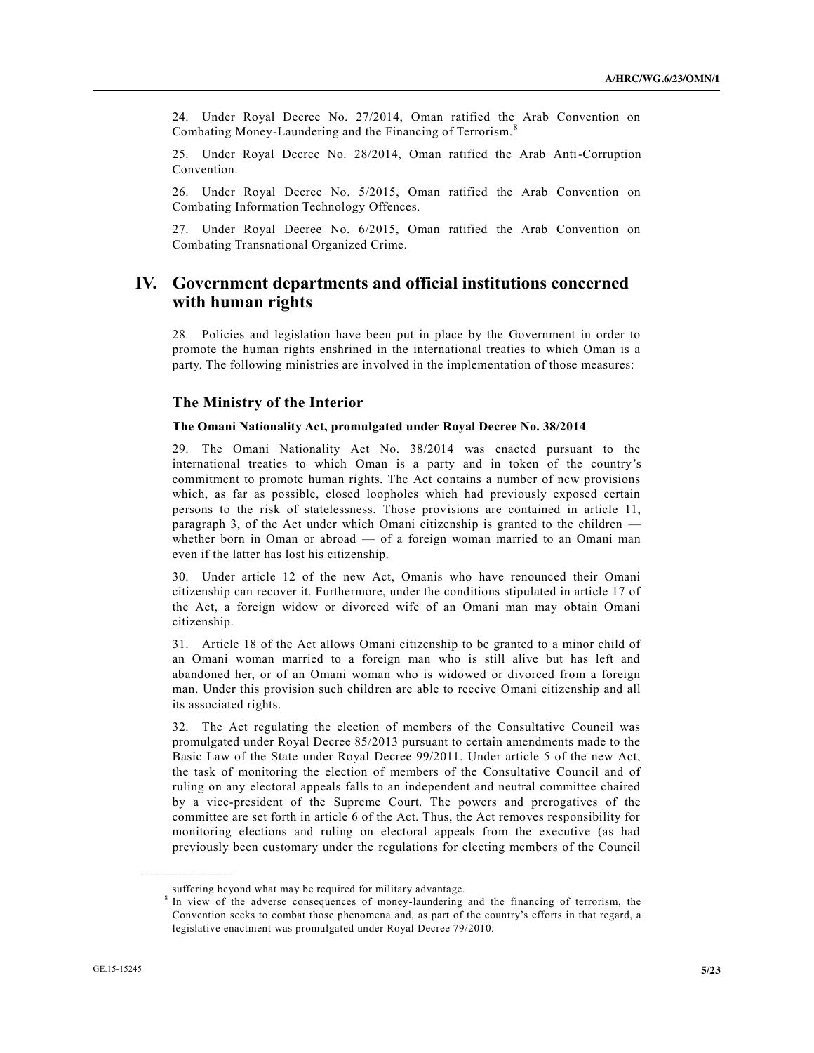24. Under Royal Decree No. 27/2014, Oman ratified the Arab Convention on Combating Money-Laundering and the Financing of Terrorism.[8]

25. Under Royal Decree No. 28/2014, Oman ratified the Arab Anti-Corruption Convention.

26. Under Royal Decree No. 5/2015, Oman ratified the Arab Convention on Combating Information Technology Offences.

27. Under Royal Decree No. 6/2015, Oman ratified the Arab Convention on Combating Transnational Organized Crime.

# IV. Government departments and official institutions concerned with human rights

28. Policies and legislation have been put in place by the Government in order to promote the human rights enshrined in the international treaties to which Oman is a party. The following ministries are involved in the implementation of those measures:

## The Ministry of the Interior

### The Omani Nationality Act, promulgated under Royal Decree No. 38/2014

29. The Omani Nationality Act No. 38/2014 was enacted pursuant to the international treaties to which Oman is a party and in token of the country's commitment to promote human rights. The Act contains a number of new provisions which, as far as possible, closed loopholes which had previously exposed certain persons to the risk of statelessness. Those provisions are contained in article 11, paragraph 3, of the Act under which Omani citizenship is granted to the children — whether born in Oman or abroad — of a foreign woman married to an Omani man even if the latter has lost his citizenship.

30. Under article 12 of the new Act, Omanis who have renounced their Omani citizenship can recover it. Furthermore, under the conditions stipulated in article 17 of the Act, a foreign widow or divorced wife of an Omani man may obtain Omani citizenship.

31. Article 18 of the Act allows Omani citizenship to be granted to a minor child of an Omani woman married to a foreign man who is still alive but has left and abandoned her, or of an Omani woman who is widowed or divorced from a foreign man. Under this provision such children are able to receive Omani citizenship and all its associated rights.

32. The Act regulating the election of members of the Consultative Council was promulgated under Royal Decree 85/2013 pursuant to certain amendments made to the Basic Law of the State under Royal Decree 99/2011. Under article 5 of the new Act, the task of monitoring the election of members of the Consultative Council and of ruling on any electoral appeals falls to an independent and neutral committee chaired by a vice-president of the Supreme Court. The powers and prerogatives of the committee are set forth in article 6 of the Act. Thus, the Act removes responsibility for monitoring elections and ruling on electoral appeals from the executive (as had previously been customary under the regulations for electing members of the Council

---

suffering beyond what may be required for military advantage.

[8] In view of the adverse consequences of money-laundering and the financing of terrorism, the Convention seeks to combat those phenomena and, as part of the country's efforts in that regard, a legislative enactment was promulgated under Royal Decree 79/2010.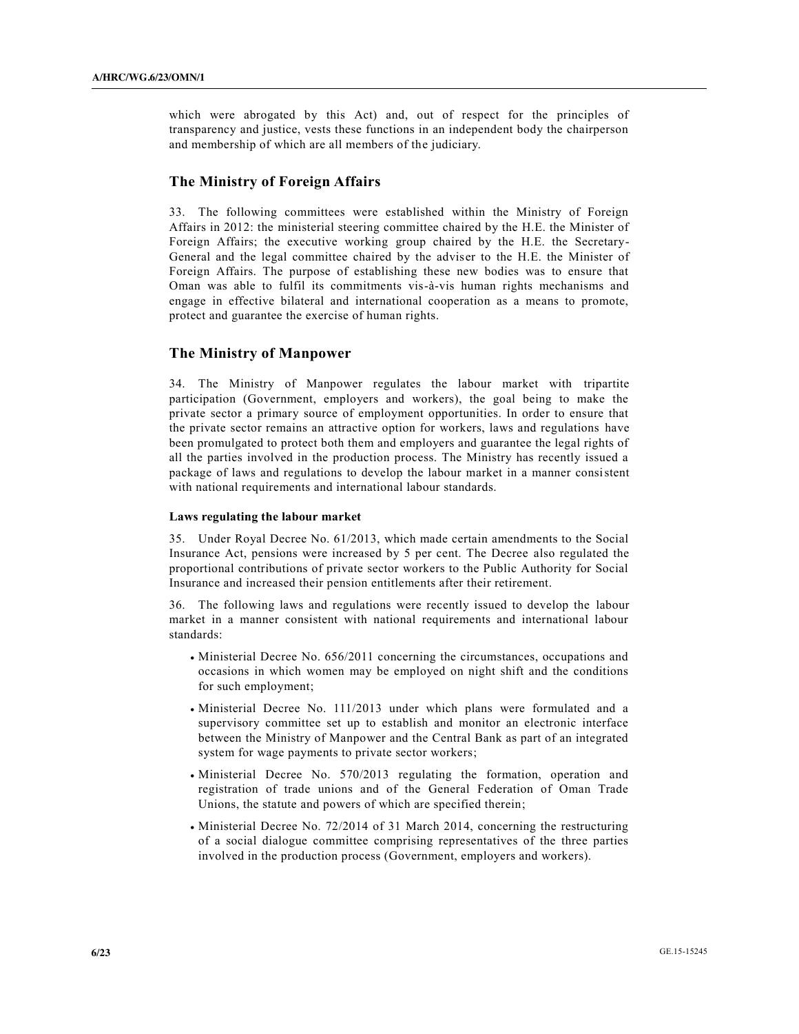which were abrogated by this Act) and, out of respect for the principles of transparency and justice, vests these functions in an independent body the chairperson and membership of which are all members of the judiciary.

## The Ministry of Foreign Affairs

33. The following committees were established within the Ministry of Foreign Affairs in 2012: the ministerial steering committee chaired by the H.E. the Minister of Foreign Affairs; the executive working group chaired by the H.E. the Secretary-General and the legal committee chaired by the adviser to the H.E. the Minister of Foreign Affairs. The purpose of establishing these new bodies was to ensure that Oman was able to fulfil its commitments vis-à-vis human rights mechanisms and engage in effective bilateral and international cooperation as a means to promote, protect and guarantee the exercise of human rights.

## The Ministry of Manpower

34. The Ministry of Manpower regulates the labour market with tripartite participation (Government, employers and workers), the goal being to make the private sector a primary source of employment opportunities. In order to ensure that the private sector remains an attractive option for workers, laws and regulations have been promulgated to protect both them and employers and guarantee the legal rights of all the parties involved in the production process. The Ministry has recently issued a package of laws and regulations to develop the labour market in a manner consistent with national requirements and international labour standards.

#### Laws regulating the labour market

35. Under Royal Decree No. 61/2013, which made certain amendments to the Social Insurance Act, pensions were increased by 5 per cent. The Decree also regulated the proportional contributions of private sector workers to the Public Authority for Social Insurance and increased their pension entitlements after their retirement.

36. The following laws and regulations were recently issued to develop the labour market in a manner consistent with national requirements and international labour standards:

- Ministerial Decree No. 656/2011 concerning the circumstances, occupations and occasions in which women may be employed on night shift and the conditions for such employment;
- Ministerial Decree No. 111/2013 under which plans were formulated and a supervisory committee set up to establish and monitor an electronic interface between the Ministry of Manpower and the Central Bank as part of an integrated system for wage payments to private sector workers;
- Ministerial Decree No. 570/2013 regulating the formation, operation and registration of trade unions and of the General Federation of Oman Trade Unions, the statute and powers of which are specified therein;
- Ministerial Decree No. 72/2014 of 31 March 2014, concerning the restructuring of a social dialogue committee comprising representatives of the three parties involved in the production process (Government, employers and workers).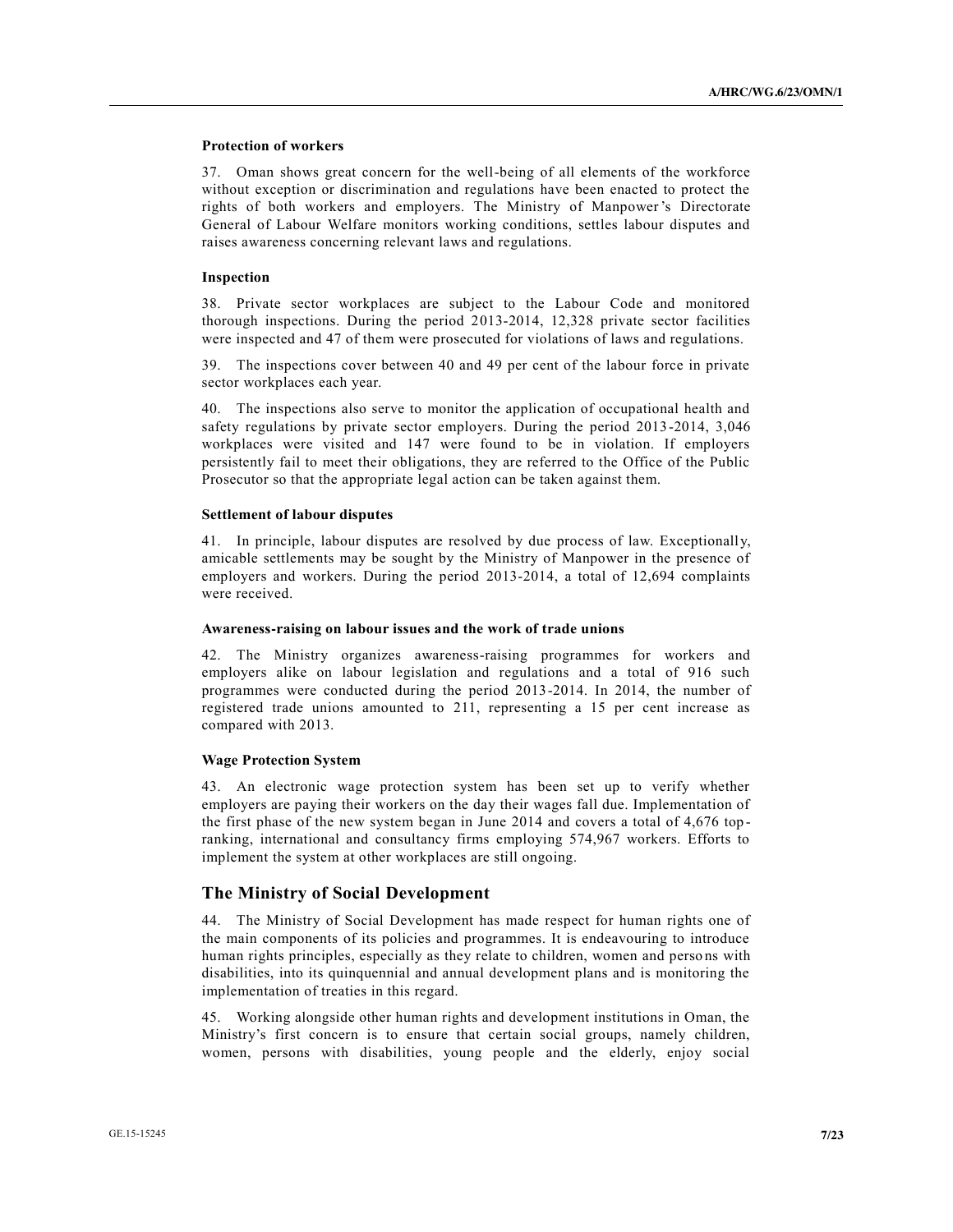#### Protection of workers

37. Oman shows great concern for the well-being of all elements of the workforce without exception or discrimination and regulations have been enacted to protect the rights of both workers and employers. The Ministry of Manpower's Directorate General of Labour Welfare monitors working conditions, settles labour disputes and raises awareness concerning relevant laws and regulations.

#### Inspection

38. Private sector workplaces are subject to the Labour Code and monitored thorough inspections. During the period 2013-2014, 12,328 private sector facilities were inspected and 47 of them were prosecuted for violations of laws and regulations.

39. The inspections cover between 40 and 49 per cent of the labour force in private sector workplaces each year.

40. The inspections also serve to monitor the application of occupational health and safety regulations by private sector employers. During the period 2013-2014, 3,046 workplaces were visited and 147 were found to be in violation. If employers persistently fail to meet their obligations, they are referred to the Office of the Public Prosecutor so that the appropriate legal action can be taken against them.

#### Settlement of labour disputes

41. In principle, labour disputes are resolved by due process of law. Exceptionally, amicable settlements may be sought by the Ministry of Manpower in the presence of employers and workers. During the period 2013-2014, a total of 12,694 complaints were received.

#### Awareness-raising on labour issues and the work of trade unions

42. The Ministry organizes awareness-raising programmes for workers and employers alike on labour legislation and regulations and a total of 916 such programmes were conducted during the period 2013-2014. In 2014, the number of registered trade unions amounted to 211, representing a 15 per cent increase as compared with 2013.

#### Wage Protection System

43. An electronic wage protection system has been set up to verify whether employers are paying their workers on the day their wages fall due. Implementation of the first phase of the new system began in June 2014 and covers a total of 4,676 top-ranking, international and consultancy firms employing 574,967 workers. Efforts to implement the system at other workplaces are still ongoing.

## The Ministry of Social Development

44. The Ministry of Social Development has made respect for human rights one of the main components of its policies and programmes. It is endeavouring to introduce human rights principles, especially as they relate to children, women and persons with disabilities, into its quinquennial and annual development plans and is monitoring the implementation of treaties in this regard.

45. Working alongside other human rights and development institutions in Oman, the Ministry's first concern is to ensure that certain social groups, namely children, women, persons with disabilities, young people and the elderly, enjoy social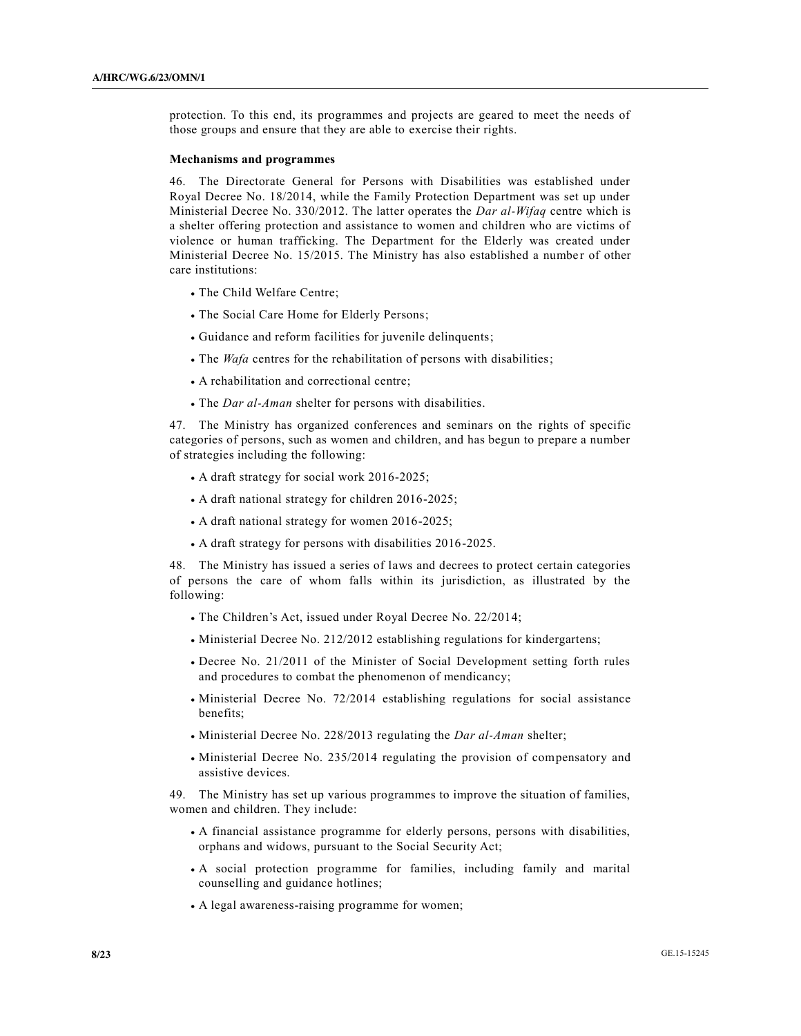protection. To this end, its programmes and projects are geared to meet the needs of those groups and ensure that they are able to exercise their rights.

**Mechanisms and programmes**

46. The Directorate General for Persons with Disabilities was established under Royal Decree No. 18/2014, while the Family Protection Department was set up under Ministerial Decree No. 330/2012. The latter operates the *Dar al-Wifaq* centre which is a shelter offering protection and assistance to women and children who are victims of violence or human trafficking. The Department for the Elderly was created under Ministerial Decree No. 15/2015. The Ministry has also established a number of other care institutions:

- The Child Welfare Centre;
- The Social Care Home for Elderly Persons;
- Guidance and reform facilities for juvenile delinquents;
- The *Wafa* centres for the rehabilitation of persons with disabilities;
- A rehabilitation and correctional centre;
- The *Dar al-Aman* shelter for persons with disabilities.

47. The Ministry has organized conferences and seminars on the rights of specific categories of persons, such as women and children, and has begun to prepare a number of strategies including the following:

- A draft strategy for social work 2016-2025;
- A draft national strategy for children 2016-2025;
- A draft national strategy for women 2016-2025;
- A draft strategy for persons with disabilities 2016-2025.

48. The Ministry has issued a series of laws and decrees to protect certain categories of persons the care of whom falls within its jurisdiction, as illustrated by the following:

- The Children's Act, issued under Royal Decree No. 22/2014;
- Ministerial Decree No. 212/2012 establishing regulations for kindergartens;
- Decree No. 21/2011 of the Minister of Social Development setting forth rules and procedures to combat the phenomenon of mendicancy;
- Ministerial Decree No. 72/2014 establishing regulations for social assistance benefits;
- Ministerial Decree No. 228/2013 regulating the *Dar al-Aman* shelter;
- Ministerial Decree No. 235/2014 regulating the provision of compensatory and assistive devices.

49. The Ministry has set up various programmes to improve the situation of families, women and children. They include:

- A financial assistance programme for elderly persons, persons with disabilities, orphans and widows, pursuant to the Social Security Act;
- A social protection programme for families, including family and marital counselling and guidance hotlines;
- A legal awareness-raising programme for women;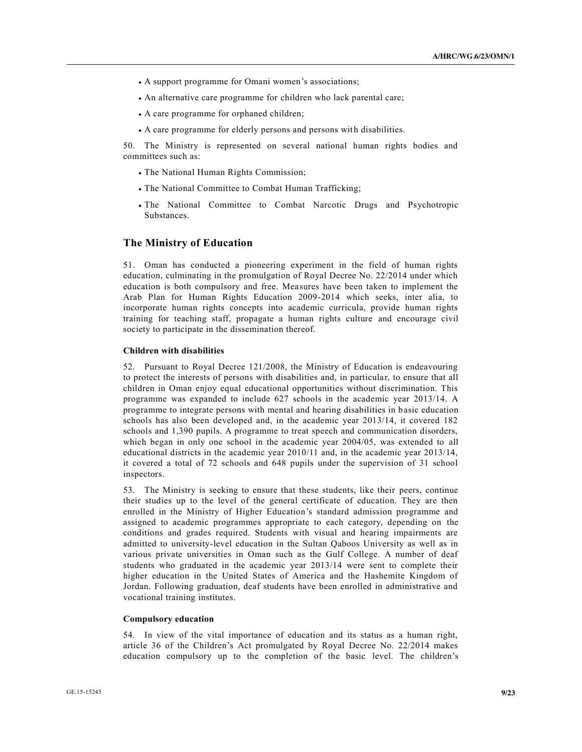- A support programme for Omani women's associations;
- An alternative care programme for children who lack parental care;
- A care programme for orphaned children;
- A care programme for elderly persons and persons with disabilities.

50. The Ministry is represented on several national human rights bodies and committees such as:

- The National Human Rights Commission;
- The National Committee to Combat Human Trafficking;
- The National Committee to Combat Narcotic Drugs and Psychotropic Substances.

## The Ministry of Education

51. Oman has conducted a pioneering experiment in the field of human rights education, culminating in the promulgation of Royal Decree No. 22/2014 under which education is both compulsory and free. Measures have been taken to implement the Arab Plan for Human Rights Education 2009-2014 which seeks, inter alia, to incorporate human rights concepts into academic curricula, provide human rights training for teaching staff, propagate a human rights culture and encourage civil society to participate in the dissemination thereof.

### Children with disabilities

52. Pursuant to Royal Decree 121/2008, the Ministry of Education is endeavouring to protect the interests of persons with disabilities and, in particular, to ensure that all children in Oman enjoy equal educational opportunities without discrimination. This programme was expanded to include 627 schools in the academic year 2013/14. A programme to integrate persons with mental and hearing disabilities in basic education schools has also been developed and, in the academic year 2013/14, it covered 182 schools and 1,390 pupils. A programme to treat speech and communication disorders, which began in only one school in the academic year 2004/05, was extended to all educational districts in the academic year 2010/11 and, in the academic year 2013/14, it covered a total of 72 schools and 648 pupils under the supervision of 31 school inspectors.

53. The Ministry is seeking to ensure that these students, like their peers, continue their studies up to the level of the general certificate of education. They are then enrolled in the Ministry of Higher Education's standard admission programme and assigned to academic programmes appropriate to each category, depending on the conditions and grades required. Students with visual and hearing impairments are admitted to university-level education in the Sultan Qaboos University as well as in various private universities in Oman such as the Gulf College. A number of deaf students who graduated in the academic year 2013/14 were sent to complete their higher education in the United States of America and the Hashemite Kingdom of Jordan. Following graduation, deaf students have been enrolled in administrative and vocational training institutes.

### Compulsory education

54. In view of the vital importance of education and its status as a human right, article 36 of the Children's Act promulgated by Royal Decree No. 22/2014 makes education compulsory up to the completion of the basic level. The children's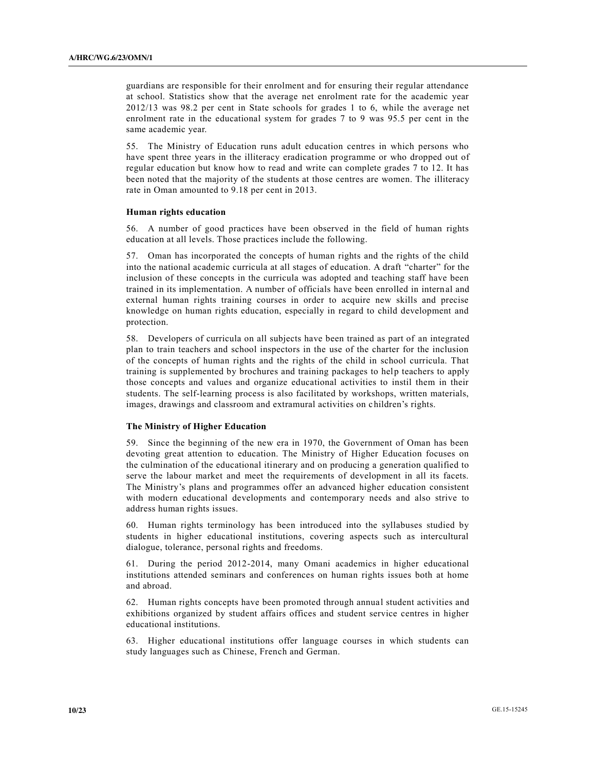guardians are responsible for their enrolment and for ensuring their regular attendance at school. Statistics show that the average net enrolment rate for the academic year 2012/13 was 98.2 per cent in State schools for grades 1 to 6, while the average net enrolment rate in the educational system for grades 7 to 9 was 95.5 per cent in the same academic year.

55. The Ministry of Education runs adult education centres in which persons who have spent three years in the illiteracy eradication programme or who dropped out of regular education but know how to read and write can complete grades 7 to 12. It has been noted that the majority of the students at those centres are women. The illiteracy rate in Oman amounted to 9.18 per cent in 2013.

**Human rights education**

56. A number of good practices have been observed in the field of human rights education at all levels. Those practices include the following.

57. Oman has incorporated the concepts of human rights and the rights of the child into the national academic curricula at all stages of education. A draft "charter" for the inclusion of these concepts in the curricula was adopted and teaching staff have been trained in its implementation. A number of officials have been enrolled in internal and external human rights training courses in order to acquire new skills and precise knowledge on human rights education, especially in regard to child development and protection.

58. Developers of curricula on all subjects have been trained as part of an integrated plan to train teachers and school inspectors in the use of the charter for the inclusion of the concepts of human rights and the rights of the child in school curricula. That training is supplemented by brochures and training packages to help teachers to apply those concepts and values and organize educational activities to instil them in their students. The self-learning process is also facilitated by workshops, written materials, images, drawings and classroom and extramural activities on children's rights.

**The Ministry of Higher Education**

59. Since the beginning of the new era in 1970, the Government of Oman has been devoting great attention to education. The Ministry of Higher Education focuses on the culmination of the educational itinerary and on producing a generation qualified to serve the labour market and meet the requirements of development in all its facets. The Ministry's plans and programmes offer an advanced higher education consistent with modern educational developments and contemporary needs and also strive to address human rights issues.

60. Human rights terminology has been introduced into the syllabuses studied by students in higher educational institutions, covering aspects such as intercultural dialogue, tolerance, personal rights and freedoms.

61. During the period 2012-2014, many Omani academics in higher educational institutions attended seminars and conferences on human rights issues both at home and abroad.

62. Human rights concepts have been promoted through annual student activities and exhibitions organized by student affairs offices and student service centres in higher educational institutions.

63. Higher educational institutions offer language courses in which students can study languages such as Chinese, French and German.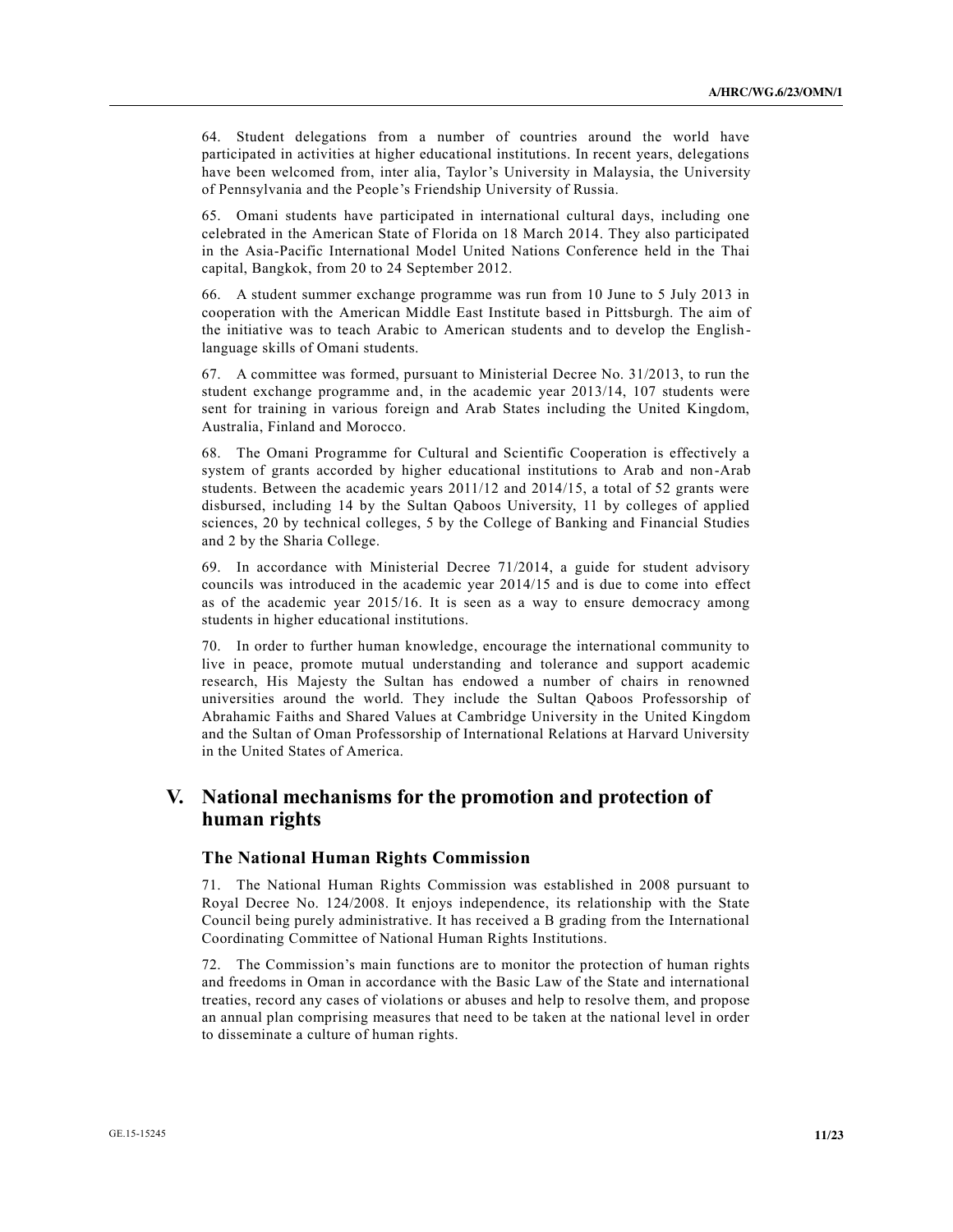64. Student delegations from a number of countries around the world have participated in activities at higher educational institutions. In recent years, delegations have been welcomed from, inter alia, Taylor's University in Malaysia, the University of Pennsylvania and the People's Friendship University of Russia.

65. Omani students have participated in international cultural days, including one celebrated in the American State of Florida on 18 March 2014. They also participated in the Asia-Pacific International Model United Nations Conference held in the Thai capital, Bangkok, from 20 to 24 September 2012.

66. A student summer exchange programme was run from 10 June to 5 July 2013 in cooperation with the American Middle East Institute based in Pittsburgh. The aim of the initiative was to teach Arabic to American students and to develop the English-language skills of Omani students.

67. A committee was formed, pursuant to Ministerial Decree No. 31/2013, to run the student exchange programme and, in the academic year 2013/14, 107 students were sent for training in various foreign and Arab States including the United Kingdom, Australia, Finland and Morocco.

68. The Omani Programme for Cultural and Scientific Cooperation is effectively a system of grants accorded by higher educational institutions to Arab and non-Arab students. Between the academic years 2011/12 and 2014/15, a total of 52 grants were disbursed, including 14 by the Sultan Qaboos University, 11 by colleges of applied sciences, 20 by technical colleges, 5 by the College of Banking and Financial Studies and 2 by the Sharia College.

69. In accordance with Ministerial Decree 71/2014, a guide for student advisory councils was introduced in the academic year 2014/15 and is due to come into effect as of the academic year 2015/16. It is seen as a way to ensure democracy among students in higher educational institutions.

70. In order to further human knowledge, encourage the international community to live in peace, promote mutual understanding and tolerance and support academic research, His Majesty the Sultan has endowed a number of chairs in renowned universities around the world. They include the Sultan Qaboos Professorship of Abrahamic Faiths and Shared Values at Cambridge University in the United Kingdom and the Sultan of Oman Professorship of International Relations at Harvard University in the United States of America.

## V. National mechanisms for the promotion and protection of human rights

### The National Human Rights Commission

71. The National Human Rights Commission was established in 2008 pursuant to Royal Decree No. 124/2008. It enjoys independence, its relationship with the State Council being purely administrative. It has received a B grading from the International Coordinating Committee of National Human Rights Institutions.

72. The Commission's main functions are to monitor the protection of human rights and freedoms in Oman in accordance with the Basic Law of the State and international treaties, record any cases of violations or abuses and help to resolve them, and propose an annual plan comprising measures that need to be taken at the national level in order to disseminate a culture of human rights.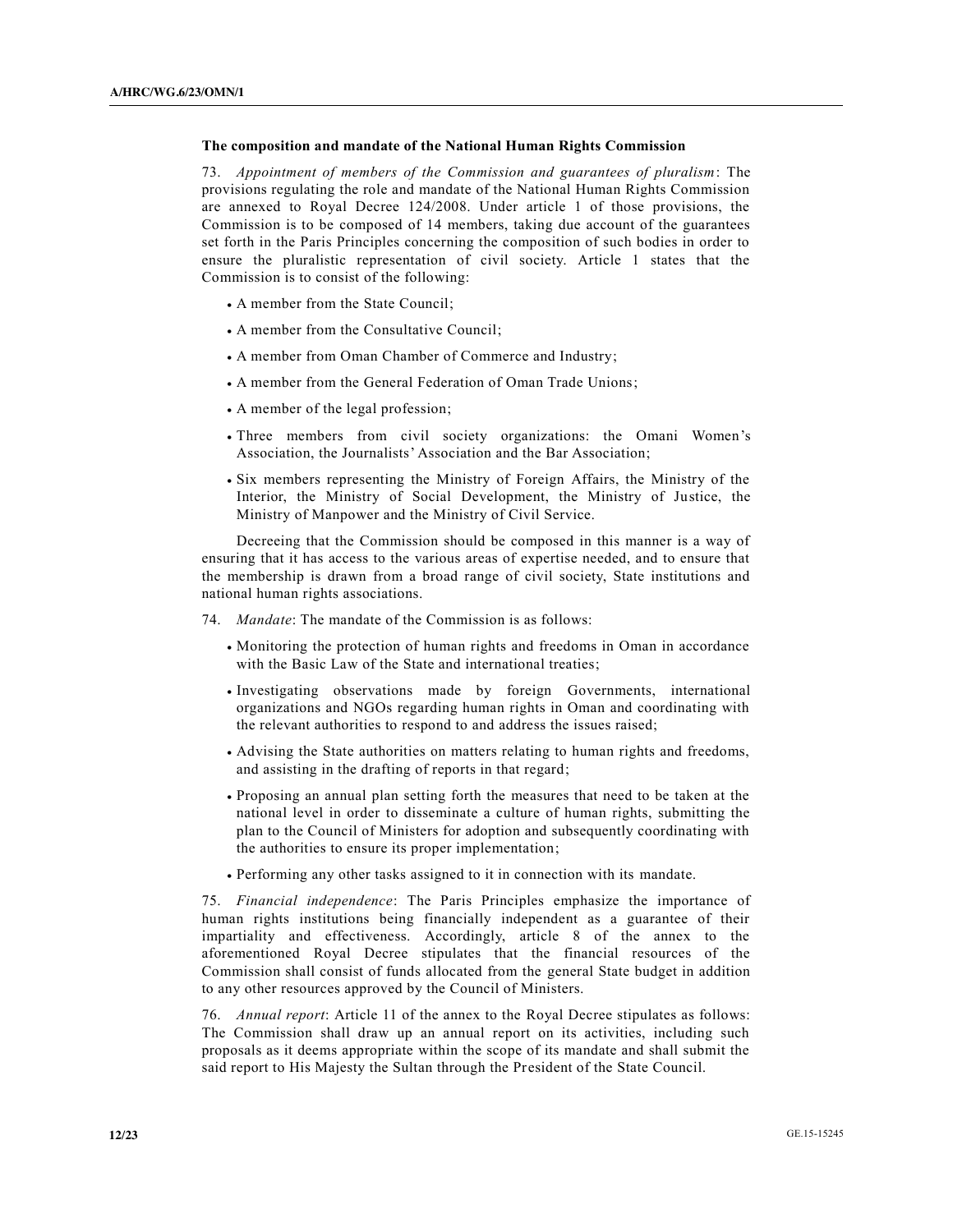### The composition and mandate of the National Human Rights Commission

73. *Appointment of members of the Commission and guarantees of pluralism*: The provisions regulating the role and mandate of the National Human Rights Commission are annexed to Royal Decree 124/2008. Under article 1 of those provisions, the Commission is to be composed of 14 members, taking due account of the guarantees set forth in the Paris Principles concerning the composition of such bodies in order to ensure the pluralistic representation of civil society. Article 1 states that the Commission is to consist of the following:

- A member from the State Council;
- A member from the Consultative Council;
- A member from Oman Chamber of Commerce and Industry;
- A member from the General Federation of Oman Trade Unions;
- A member of the legal profession;
- Three members from civil society organizations: the Omani Women's Association, the Journalists' Association and the Bar Association;
- Six members representing the Ministry of Foreign Affairs, the Ministry of the Interior, the Ministry of Social Development, the Ministry of Justice, the Ministry of Manpower and the Ministry of Civil Service.

Decreeing that the Commission should be composed in this manner is a way of ensuring that it has access to the various areas of expertise needed, and to ensure that the membership is drawn from a broad range of civil society, State institutions and national human rights associations.

74. *Mandate*: The mandate of the Commission is as follows:

- Monitoring the protection of human rights and freedoms in Oman in accordance with the Basic Law of the State and international treaties;
- Investigating observations made by foreign Governments, international organizations and NGOs regarding human rights in Oman and coordinating with the relevant authorities to respond to and address the issues raised;
- Advising the State authorities on matters relating to human rights and freedoms, and assisting in the drafting of reports in that regard;
- Proposing an annual plan setting forth the measures that need to be taken at the national level in order to disseminate a culture of human rights, submitting the plan to the Council of Ministers for adoption and subsequently coordinating with the authorities to ensure its proper implementation;
- Performing any other tasks assigned to it in connection with its mandate.

75. *Financial independence*: The Paris Principles emphasize the importance of human rights institutions being financially independent as a guarantee of their impartiality and effectiveness. Accordingly, article 8 of the annex to the aforementioned Royal Decree stipulates that the financial resources of the Commission shall consist of funds allocated from the general State budget in addition to any other resources approved by the Council of Ministers.

76. *Annual report*: Article 11 of the annex to the Royal Decree stipulates as follows: The Commission shall draw up an annual report on its activities, including such proposals as it deems appropriate within the scope of its mandate and shall submit the said report to His Majesty the Sultan through the President of the State Council.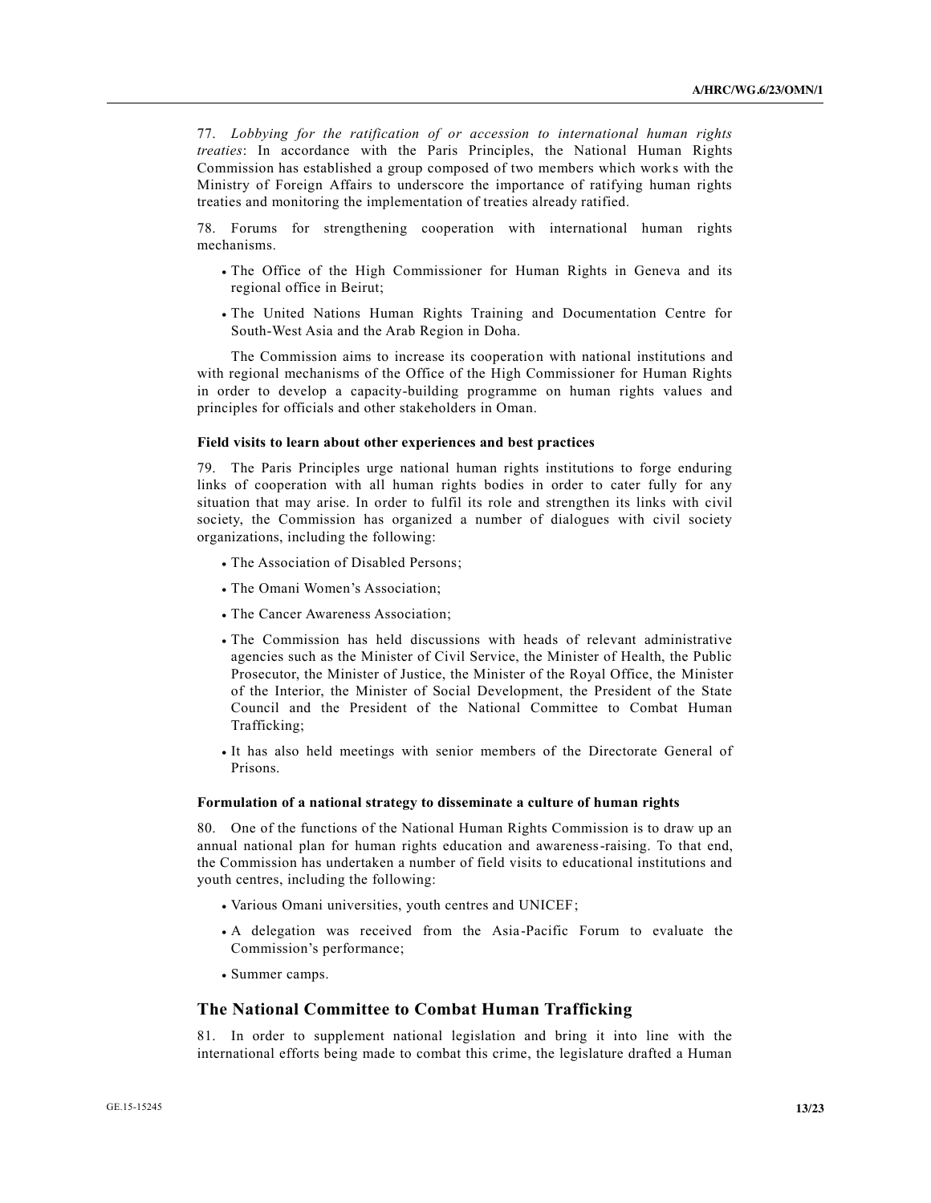77. *Lobbying for the ratification of or accession to international human rights treaties*: In accordance with the Paris Principles, the National Human Rights Commission has established a group composed of two members which works with the Ministry of Foreign Affairs to underscore the importance of ratifying human rights treaties and monitoring the implementation of treaties already ratified.

78. Forums for strengthening cooperation with international human rights mechanisms.

- The Office of the High Commissioner for Human Rights in Geneva and its regional office in Beirut;
- The United Nations Human Rights Training and Documentation Centre for South-West Asia and the Arab Region in Doha.

The Commission aims to increase its cooperation with national institutions and with regional mechanisms of the Office of the High Commissioner for Human Rights in order to develop a capacity-building programme on human rights values and principles for officials and other stakeholders in Oman.

#### Field visits to learn about other experiences and best practices

79. The Paris Principles urge national human rights institutions to forge enduring links of cooperation with all human rights bodies in order to cater fully for any situation that may arise. In order to fulfil its role and strengthen its links with civil society, the Commission has organized a number of dialogues with civil society organizations, including the following:

- The Association of Disabled Persons;
- The Omani Women's Association;
- The Cancer Awareness Association;
- The Commission has held discussions with heads of relevant administrative agencies such as the Minister of Civil Service, the Minister of Health, the Public Prosecutor, the Minister of Justice, the Minister of the Royal Office, the Minister of the Interior, the Minister of Social Development, the President of the State Council and the President of the National Committee to Combat Human Trafficking;
- It has also held meetings with senior members of the Directorate General of Prisons.

#### Formulation of a national strategy to disseminate a culture of human rights

80. One of the functions of the National Human Rights Commission is to draw up an annual national plan for human rights education and awareness-raising. To that end, the Commission has undertaken a number of field visits to educational institutions and youth centres, including the following:

- Various Omani universities, youth centres and UNICEF;
- A delegation was received from the Asia-Pacific Forum to evaluate the Commission's performance;
- Summer camps.

### The National Committee to Combat Human Trafficking

81. In order to supplement national legislation and bring it into line with the international efforts being made to combat this crime, the legislature drafted a Human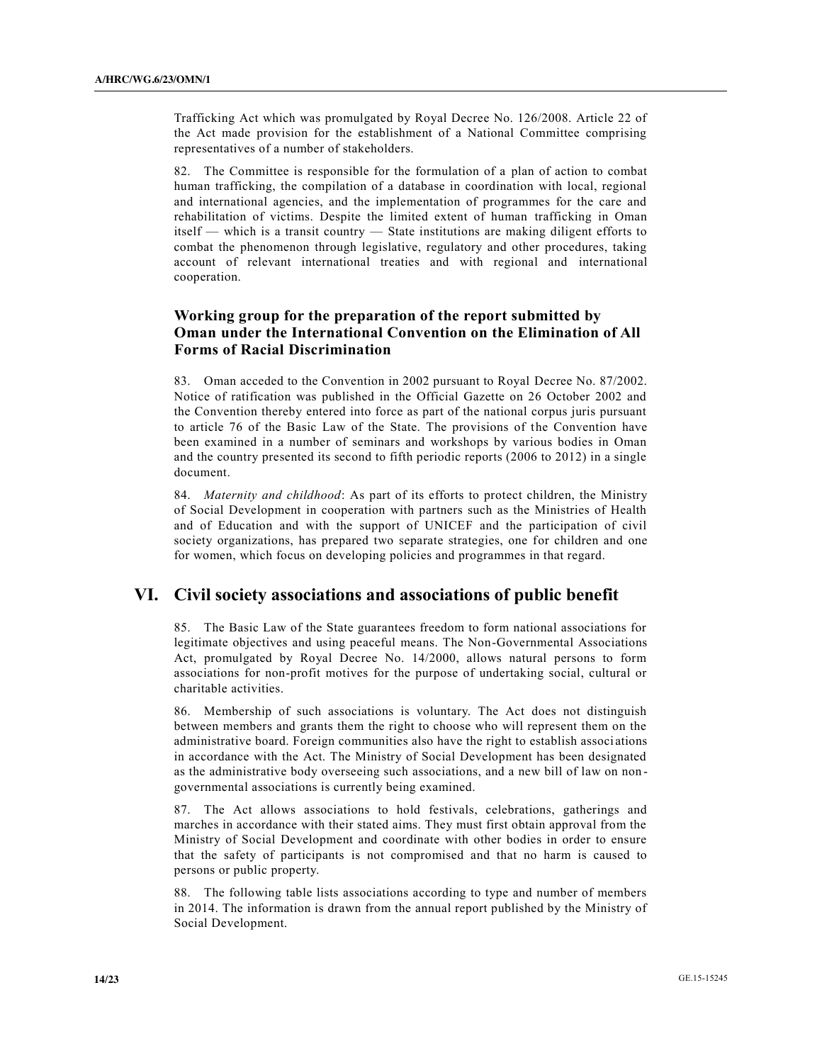Trafficking Act which was promulgated by Royal Decree No. 126/2008. Article 22 of the Act made provision for the establishment of a National Committee comprising representatives of a number of stakeholders.

82. The Committee is responsible for the formulation of a plan of action to combat human trafficking, the compilation of a database in coordination with local, regional and international agencies, and the implementation of programmes for the care and rehabilitation of victims. Despite the limited extent of human trafficking in Oman itself — which is a transit country — State institutions are making diligent efforts to combat the phenomenon through legislative, regulatory and other procedures, taking account of relevant international treaties and with regional and international cooperation.

### Working group for the preparation of the report submitted by Oman under the International Convention on the Elimination of All Forms of Racial Discrimination

83. Oman acceded to the Convention in 2002 pursuant to Royal Decree No. 87/2002. Notice of ratification was published in the Official Gazette on 26 October 2002 and the Convention thereby entered into force as part of the national corpus juris pursuant to article 76 of the Basic Law of the State. The provisions of the Convention have been examined in a number of seminars and workshops by various bodies in Oman and the country presented its second to fifth periodic reports (2006 to 2012) in a single document.

84. *Maternity and childhood*: As part of its efforts to protect children, the Ministry of Social Development in cooperation with partners such as the Ministries of Health and of Education and with the support of UNICEF and the participation of civil society organizations, has prepared two separate strategies, one for children and one for women, which focus on developing policies and programmes in that regard.

## VI. Civil society associations and associations of public benefit

85. The Basic Law of the State guarantees freedom to form national associations for legitimate objectives and using peaceful means. The Non-Governmental Associations Act, promulgated by Royal Decree No. 14/2000, allows natural persons to form associations for non-profit motives for the purpose of undertaking social, cultural or charitable activities.

86. Membership of such associations is voluntary. The Act does not distinguish between members and grants them the right to choose who will represent them on the administrative board. Foreign communities also have the right to establish associations in accordance with the Act. The Ministry of Social Development has been designated as the administrative body overseeing such associations, and a new bill of law on non-governmental associations is currently being examined.

87. The Act allows associations to hold festivals, celebrations, gatherings and marches in accordance with their stated aims. They must first obtain approval from the Ministry of Social Development and coordinate with other bodies in order to ensure that the safety of participants is not compromised and that no harm is caused to persons or public property.

88. The following table lists associations according to type and number of members in 2014. The information is drawn from the annual report published by the Ministry of Social Development.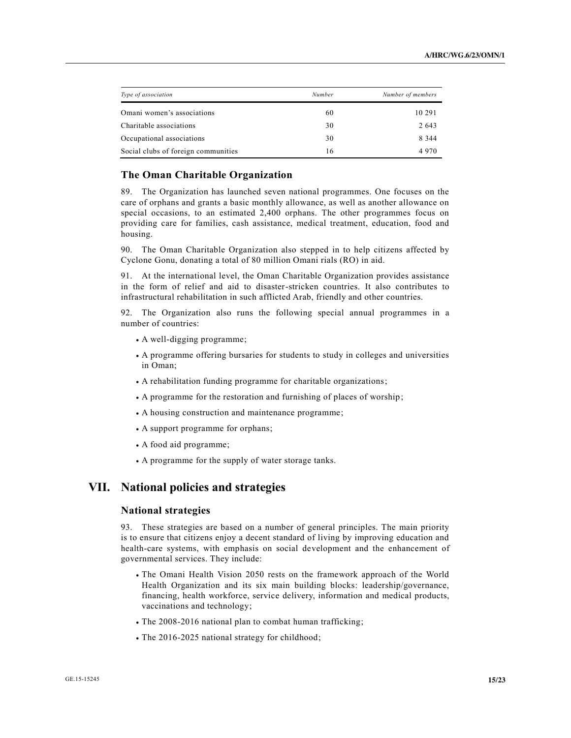| *Type of association* | *Number* | *Number of members* |
|---|---|---|
| Omani women's associations | 60 | 10 291 |
| Charitable associations | 30 | 2 643 |
| Occupational associations | 30 | 8 344 |
| Social clubs of foreign communities | 16 | 4 970 |

### The Oman Charitable Organization

89. The Organization has launched seven national programmes. One focuses on the care of orphans and grants a basic monthly allowance, as well as another allowance on special occasions, to an estimated 2,400 orphans. The other programmes focus on providing care for families, cash assistance, medical treatment, education, food and housing.

90. The Oman Charitable Organization also stepped in to help citizens affected by Cyclone Gonu, donating a total of 80 million Omani rials (RO) in aid.

91. At the international level, the Oman Charitable Organization provides assistance in the form of relief and aid to disaster-stricken countries. It also contributes to infrastructural rehabilitation in such afflicted Arab, friendly and other countries.

92. The Organization also runs the following special annual programmes in a number of countries:

- A well-digging programme;
- A programme offering bursaries for students to study in colleges and universities in Oman;
- A rehabilitation funding programme for charitable organizations;
- A programme for the restoration and furnishing of places of worship;
- A housing construction and maintenance programme;
- A support programme for orphans;
- A food aid programme;
- A programme for the supply of water storage tanks.

## VII. National policies and strategies

### National strategies

93. These strategies are based on a number of general principles. The main priority is to ensure that citizens enjoy a decent standard of living by improving education and health-care systems, with emphasis on social development and the enhancement of governmental services. They include:

- The Omani Health Vision 2050 rests on the framework approach of the World Health Organization and its six main building blocks: leadership/governance, financing, health workforce, service delivery, information and medical products, vaccinations and technology;
- The 2008-2016 national plan to combat human trafficking;
- The 2016-2025 national strategy for childhood;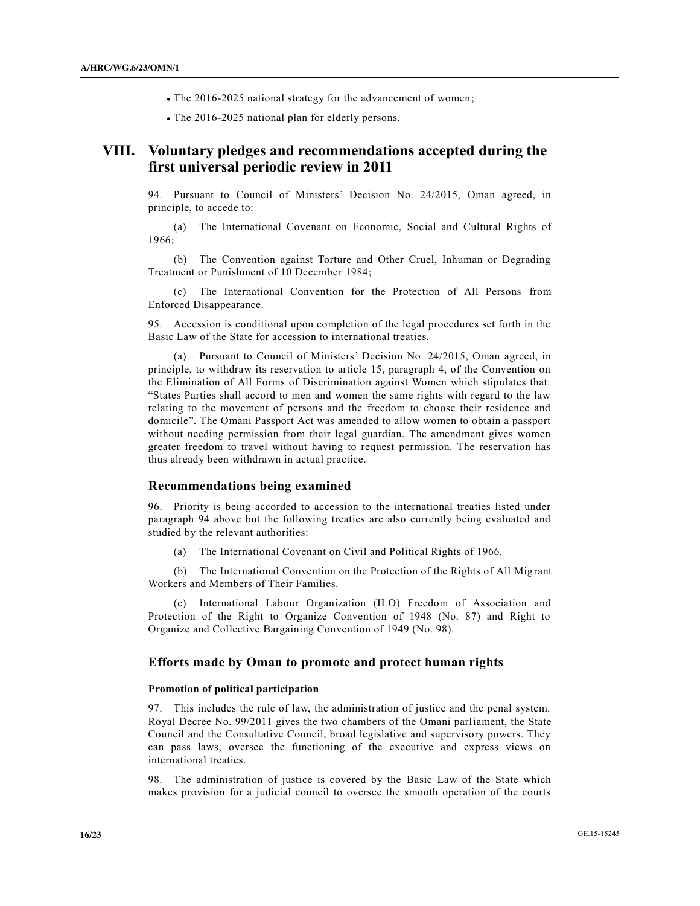- The 2016-2025 national strategy for the advancement of women;
- The 2016-2025 national plan for elderly persons.

# VIII. Voluntary pledges and recommendations accepted during the first universal periodic review in 2011

94. Pursuant to Council of Ministers' Decision No. 24/2015, Oman agreed, in principle, to accede to:

(a) The International Covenant on Economic, Social and Cultural Rights of 1966;

(b) The Convention against Torture and Other Cruel, Inhuman or Degrading Treatment or Punishment of 10 December 1984;

(c) The International Convention for the Protection of All Persons from Enforced Disappearance.

95. Accession is conditional upon completion of the legal procedures set forth in the Basic Law of the State for accession to international treaties.

(a) Pursuant to Council of Ministers' Decision No. 24/2015, Oman agreed, in principle, to withdraw its reservation to article 15, paragraph 4, of the Convention on the Elimination of All Forms of Discrimination against Women which stipulates that: "States Parties shall accord to men and women the same rights with regard to the law relating to the movement of persons and the freedom to choose their residence and domicile". The Omani Passport Act was amended to allow women to obtain a passport without needing permission from their legal guardian. The amendment gives women greater freedom to travel without having to request permission. The reservation has thus already been withdrawn in actual practice.

## Recommendations being examined

96. Priority is being accorded to accession to the international treaties listed under paragraph 94 above but the following treaties are also currently being evaluated and studied by the relevant authorities:

(a) The International Covenant on Civil and Political Rights of 1966.

(b) The International Convention on the Protection of the Rights of All Migrant Workers and Members of Their Families.

(c) International Labour Organization (ILO) Freedom of Association and Protection of the Right to Organize Convention of 1948 (No. 87) and Right to Organize and Collective Bargaining Convention of 1949 (No. 98).

## Efforts made by Oman to promote and protect human rights

### Promotion of political participation

97. This includes the rule of law, the administration of justice and the penal system. Royal Decree No. 99/2011 gives the two chambers of the Omani parliament, the State Council and the Consultative Council, broad legislative and supervisory powers. They can pass laws, oversee the functioning of the executive and express views on international treaties.

98. The administration of justice is covered by the Basic Law of the State which makes provision for a judicial council to oversee the smooth operation of the courts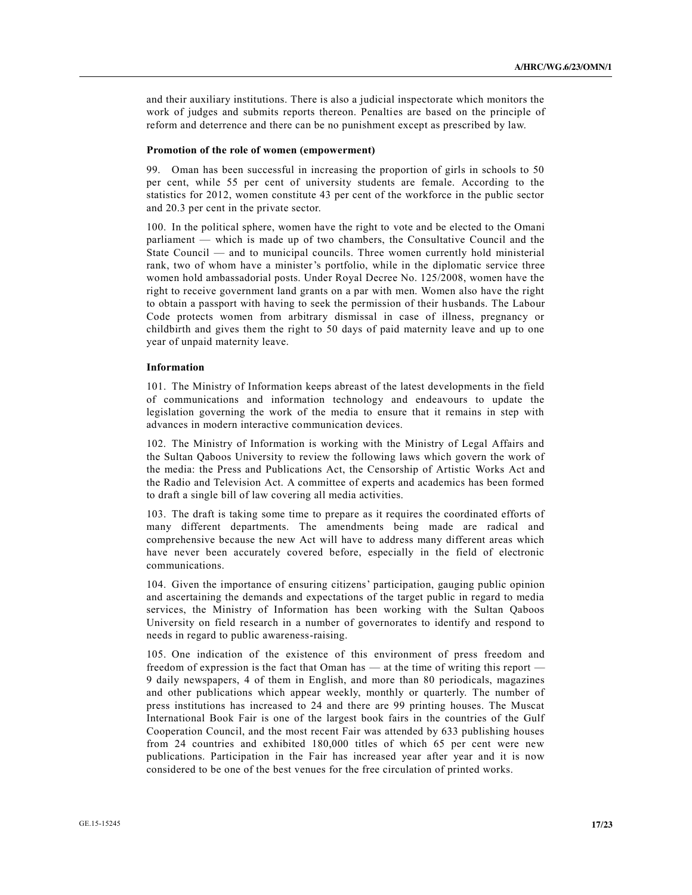and their auxiliary institutions. There is also a judicial inspectorate which monitors the work of judges and submits reports thereon. Penalties are based on the principle of reform and deterrence and there can be no punishment except as prescribed by law.

**Promotion of the role of women (empowerment)**

99. Oman has been successful in increasing the proportion of girls in schools to 50 per cent, while 55 per cent of university students are female. According to the statistics for 2012, women constitute 43 per cent of the workforce in the public sector and 20.3 per cent in the private sector.

100. In the political sphere, women have the right to vote and be elected to the Omani parliament — which is made up of two chambers, the Consultative Council and the State Council — and to municipal councils. Three women currently hold ministerial rank, two of whom have a minister's portfolio, while in the diplomatic service three women hold ambassadorial posts. Under Royal Decree No. 125/2008, women have the right to receive government land grants on a par with men. Women also have the right to obtain a passport with having to seek the permission of their husbands. The Labour Code protects women from arbitrary dismissal in case of illness, pregnancy or childbirth and gives them the right to 50 days of paid maternity leave and up to one year of unpaid maternity leave.

**Information**

101. The Ministry of Information keeps abreast of the latest developments in the field of communications and information technology and endeavours to update the legislation governing the work of the media to ensure that it remains in step with advances in modern interactive communication devices.

102. The Ministry of Information is working with the Ministry of Legal Affairs and the Sultan Qaboos University to review the following laws which govern the work of the media: the Press and Publications Act, the Censorship of Artistic Works Act and the Radio and Television Act. A committee of experts and academics has been formed to draft a single bill of law covering all media activities.

103. The draft is taking some time to prepare as it requires the coordinated efforts of many different departments. The amendments being made are radical and comprehensive because the new Act will have to address many different areas which have never been accurately covered before, especially in the field of electronic communications.

104. Given the importance of ensuring citizens' participation, gauging public opinion and ascertaining the demands and expectations of the target public in regard to media services, the Ministry of Information has been working with the Sultan Qaboos University on field research in a number of governorates to identify and respond to needs in regard to public awareness-raising.

105. One indication of the existence of this environment of press freedom and freedom of expression is the fact that Oman has — at the time of writing this report — 9 daily newspapers, 4 of them in English, and more than 80 periodicals, magazines and other publications which appear weekly, monthly or quarterly. The number of press institutions has increased to 24 and there are 99 printing houses. The Muscat International Book Fair is one of the largest book fairs in the countries of the Gulf Cooperation Council, and the most recent Fair was attended by 633 publishing houses from 24 countries and exhibited 180,000 titles of which 65 per cent were new publications. Participation in the Fair has increased year after year and it is now considered to be one of the best venues for the free circulation of printed works.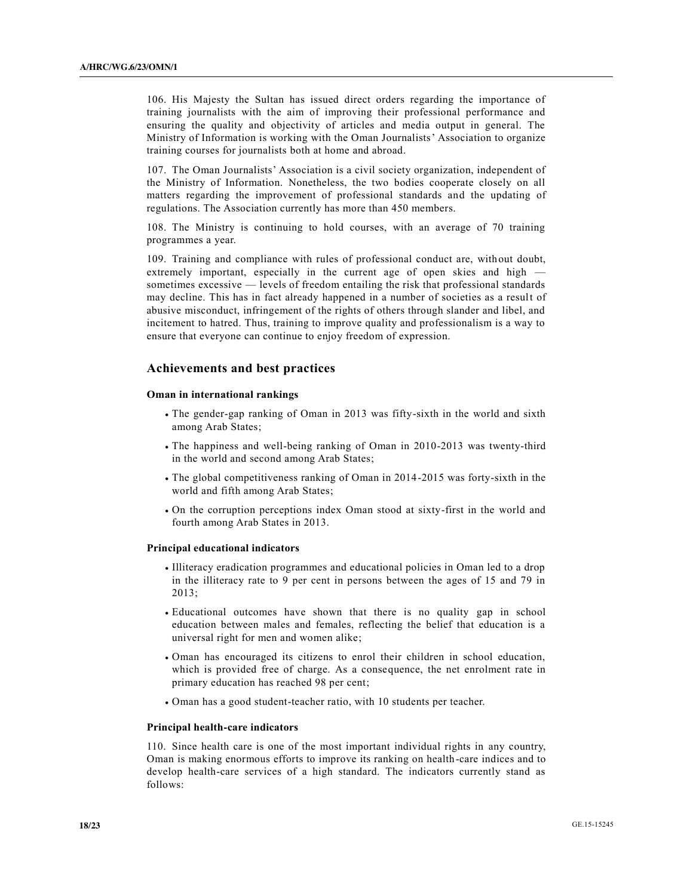106. His Majesty the Sultan has issued direct orders regarding the importance of training journalists with the aim of improving their professional performance and ensuring the quality and objectivity of articles and media output in general. The Ministry of Information is working with the Oman Journalists' Association to organize training courses for journalists both at home and abroad.

107. The Oman Journalists' Association is a civil society organization, independent of the Ministry of Information. Nonetheless, the two bodies cooperate closely on all matters regarding the improvement of professional standards and the updating of regulations. The Association currently has more than 450 members.

108. The Ministry is continuing to hold courses, with an average of 70 training programmes a year.

109. Training and compliance with rules of professional conduct are, without doubt, extremely important, especially in the current age of open skies and high — sometimes excessive — levels of freedom entailing the risk that professional standards may decline. This has in fact already happened in a number of societies as a result of abusive misconduct, infringement of the rights of others through slander and libel, and incitement to hatred. Thus, training to improve quality and professionalism is a way to ensure that everyone can continue to enjoy freedom of expression.

## Achievements and best practices

### Oman in international rankings

- The gender-gap ranking of Oman in 2013 was fifty-sixth in the world and sixth among Arab States;
- The happiness and well-being ranking of Oman in 2010-2013 was twenty-third in the world and second among Arab States;
- The global competitiveness ranking of Oman in 2014-2015 was forty-sixth in the world and fifth among Arab States;
- On the corruption perceptions index Oman stood at sixty-first in the world and fourth among Arab States in 2013.

### Principal educational indicators

- Illiteracy eradication programmes and educational policies in Oman led to a drop in the illiteracy rate to 9 per cent in persons between the ages of 15 and 79 in 2013;
- Educational outcomes have shown that there is no quality gap in school education between males and females, reflecting the belief that education is a universal right for men and women alike;
- Oman has encouraged its citizens to enrol their children in school education, which is provided free of charge. As a consequence, the net enrolment rate in primary education has reached 98 per cent;
- Oman has a good student-teacher ratio, with 10 students per teacher.

### Principal health-care indicators

110. Since health care is one of the most important individual rights in any country, Oman is making enormous efforts to improve its ranking on health-care indices and to develop health-care services of a high standard. The indicators currently stand as follows: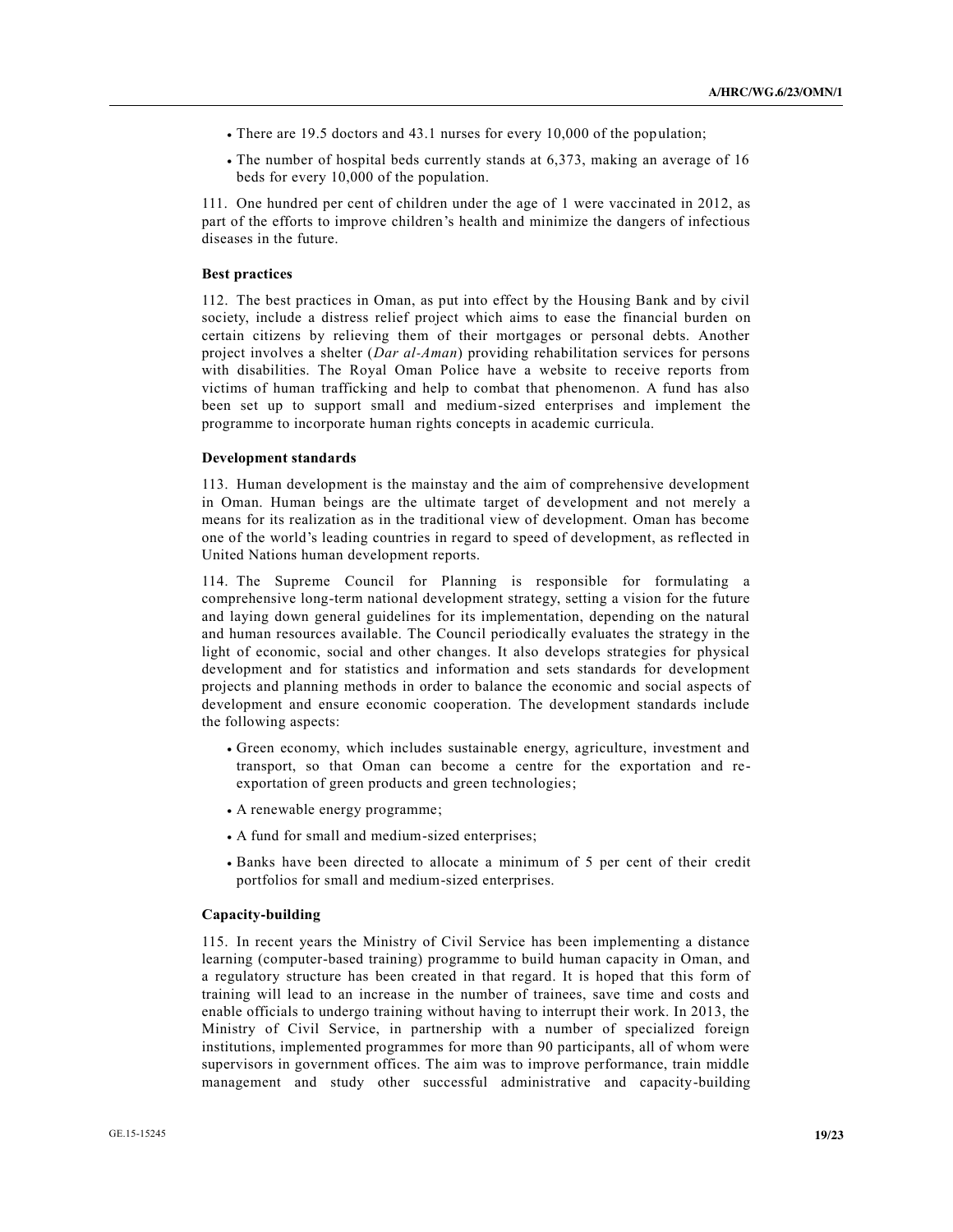- There are 19.5 doctors and 43.1 nurses for every 10,000 of the population;
- The number of hospital beds currently stands at 6,373, making an average of 16 beds for every 10,000 of the population.

111. One hundred per cent of children under the age of 1 were vaccinated in 2012, as part of the efforts to improve children's health and minimize the dangers of infectious diseases in the future.

**Best practices**

112. The best practices in Oman, as put into effect by the Housing Bank and by civil society, include a distress relief project which aims to ease the financial burden on certain citizens by relieving them of their mortgages or personal debts. Another project involves a shelter (*Dar al-Aman*) providing rehabilitation services for persons with disabilities. The Royal Oman Police have a website to receive reports from victims of human trafficking and help to combat that phenomenon. A fund has also been set up to support small and medium-sized enterprises and implement the programme to incorporate human rights concepts in academic curricula.

**Development standards**

113. Human development is the mainstay and the aim of comprehensive development in Oman. Human beings are the ultimate target of development and not merely a means for its realization as in the traditional view of development. Oman has become one of the world's leading countries in regard to speed of development, as reflected in United Nations human development reports.

114. The Supreme Council for Planning is responsible for formulating a comprehensive long-term national development strategy, setting a vision for the future and laying down general guidelines for its implementation, depending on the natural and human resources available. The Council periodically evaluates the strategy in the light of economic, social and other changes. It also develops strategies for physical development and for statistics and information and sets standards for development projects and planning methods in order to balance the economic and social aspects of development and ensure economic cooperation. The development standards include the following aspects:

- Green economy, which includes sustainable energy, agriculture, investment and transport, so that Oman can become a centre for the exportation and re-exportation of green products and green technologies;
- A renewable energy programme;
- A fund for small and medium-sized enterprises;
- Banks have been directed to allocate a minimum of 5 per cent of their credit portfolios for small and medium-sized enterprises.

**Capacity-building**

115. In recent years the Ministry of Civil Service has been implementing a distance learning (computer-based training) programme to build human capacity in Oman, and a regulatory structure has been created in that regard. It is hoped that this form of training will lead to an increase in the number of trainees, save time and costs and enable officials to undergo training without having to interrupt their work. In 2013, the Ministry of Civil Service, in partnership with a number of specialized foreign institutions, implemented programmes for more than 90 participants, all of whom were supervisors in government offices. The aim was to improve performance, train middle management and study other successful administrative and capacity-building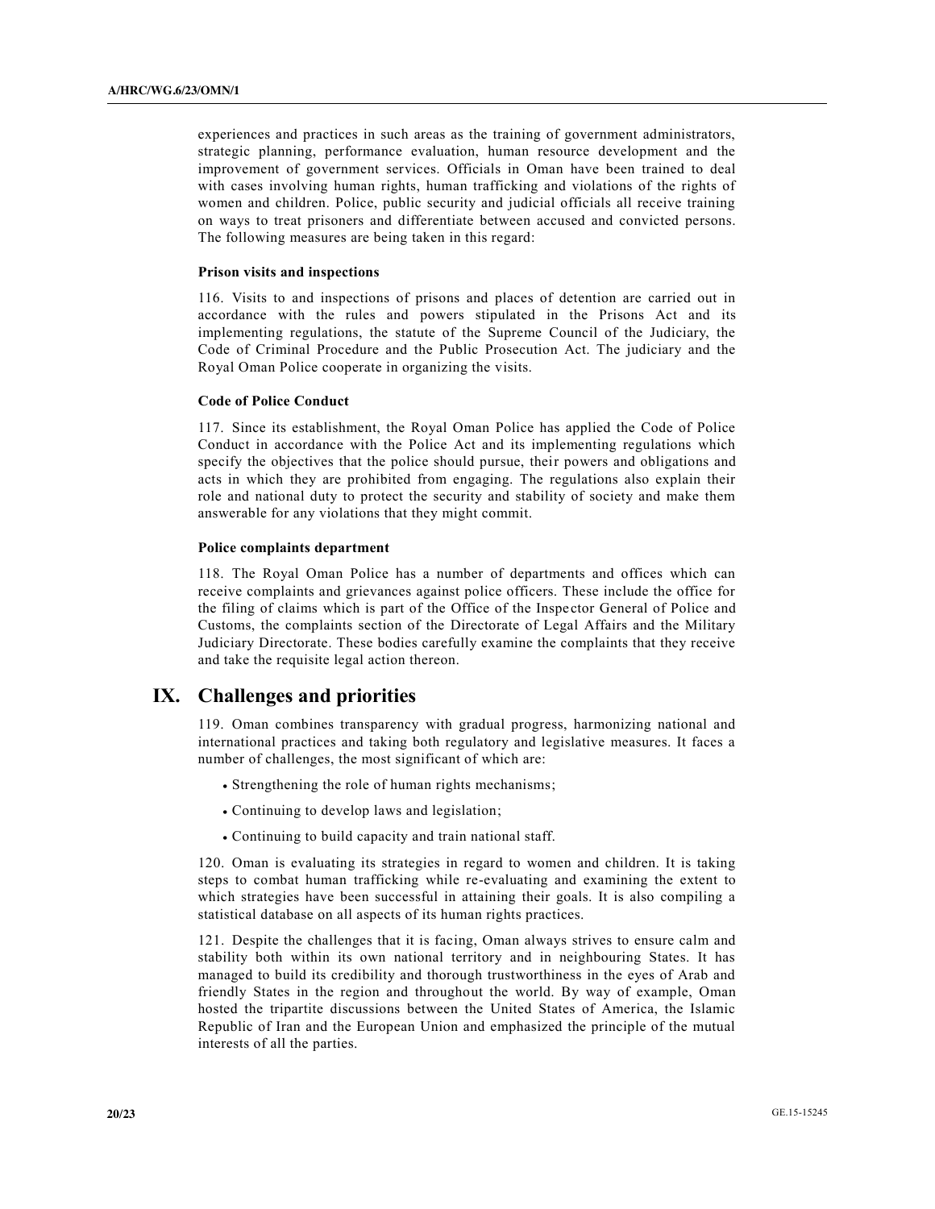experiences and practices in such areas as the training of government administrators, strategic planning, performance evaluation, human resource development and the improvement of government services. Officials in Oman have been trained to deal with cases involving human rights, human trafficking and violations of the rights of women and children. Police, public security and judicial officials all receive training on ways to treat prisoners and differentiate between accused and convicted persons. The following measures are being taken in this regard:

#### Prison visits and inspections

116. Visits to and inspections of prisons and places of detention are carried out in accordance with the rules and powers stipulated in the Prisons Act and its implementing regulations, the statute of the Supreme Council of the Judiciary, the Code of Criminal Procedure and the Public Prosecution Act. The judiciary and the Royal Oman Police cooperate in organizing the visits.

#### Code of Police Conduct

117. Since its establishment, the Royal Oman Police has applied the Code of Police Conduct in accordance with the Police Act and its implementing regulations which specify the objectives that the police should pursue, their powers and obligations and acts in which they are prohibited from engaging. The regulations also explain their role and national duty to protect the security and stability of society and make them answerable for any violations that they might commit.

#### Police complaints department

118. The Royal Oman Police has a number of departments and offices which can receive complaints and grievances against police officers. These include the office for the filing of claims which is part of the Office of the Inspector General of Police and Customs, the complaints section of the Directorate of Legal Affairs and the Military Judiciary Directorate. These bodies carefully examine the complaints that they receive and take the requisite legal action thereon.

## IX. Challenges and priorities

119. Oman combines transparency with gradual progress, harmonizing national and international practices and taking both regulatory and legislative measures. It faces a number of challenges, the most significant of which are:

- Strengthening the role of human rights mechanisms;
- Continuing to develop laws and legislation;
- Continuing to build capacity and train national staff.

120. Oman is evaluating its strategies in regard to women and children. It is taking steps to combat human trafficking while re-evaluating and examining the extent to which strategies have been successful in attaining their goals. It is also compiling a statistical database on all aspects of its human rights practices.

121. Despite the challenges that it is facing, Oman always strives to ensure calm and stability both within its own national territory and in neighbouring States. It has managed to build its credibility and thorough trustworthiness in the eyes of Arab and friendly States in the region and throughout the world. By way of example, Oman hosted the tripartite discussions between the United States of America, the Islamic Republic of Iran and the European Union and emphasized the principle of the mutual interests of all the parties.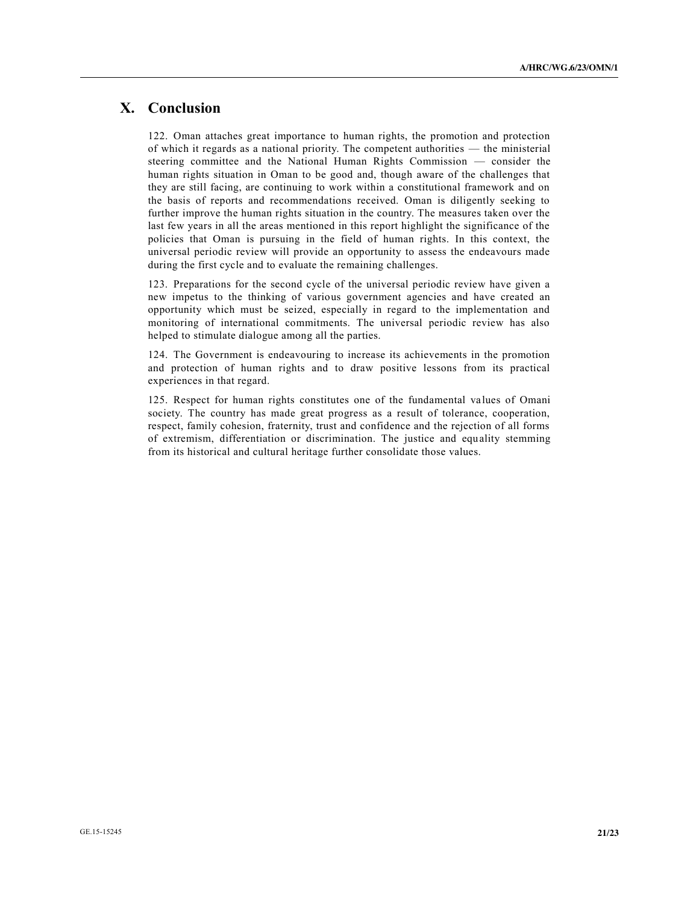# X. Conclusion

122. Oman attaches great importance to human rights, the promotion and protection of which it regards as a national priority. The competent authorities — the ministerial steering committee and the National Human Rights Commission — consider the human rights situation in Oman to be good and, though aware of the challenges that they are still facing, are continuing to work within a constitutional framework and on the basis of reports and recommendations received. Oman is diligently seeking to further improve the human rights situation in the country. The measures taken over the last few years in all the areas mentioned in this report highlight the significance of the policies that Oman is pursuing in the field of human rights. In this context, the universal periodic review will provide an opportunity to assess the endeavours made during the first cycle and to evaluate the remaining challenges.

123. Preparations for the second cycle of the universal periodic review have given a new impetus to the thinking of various government agencies and have created an opportunity which must be seized, especially in regard to the implementation and monitoring of international commitments. The universal periodic review has also helped to stimulate dialogue among all the parties.

124. The Government is endeavouring to increase its achievements in the promotion and protection of human rights and to draw positive lessons from its practical experiences in that regard.

125. Respect for human rights constitutes one of the fundamental values of Omani society. The country has made great progress as a result of tolerance, cooperation, respect, family cohesion, fraternity, trust and confidence and the rejection of all forms of extremism, differentiation or discrimination. The justice and equality stemming from its historical and cultural heritage further consolidate those values.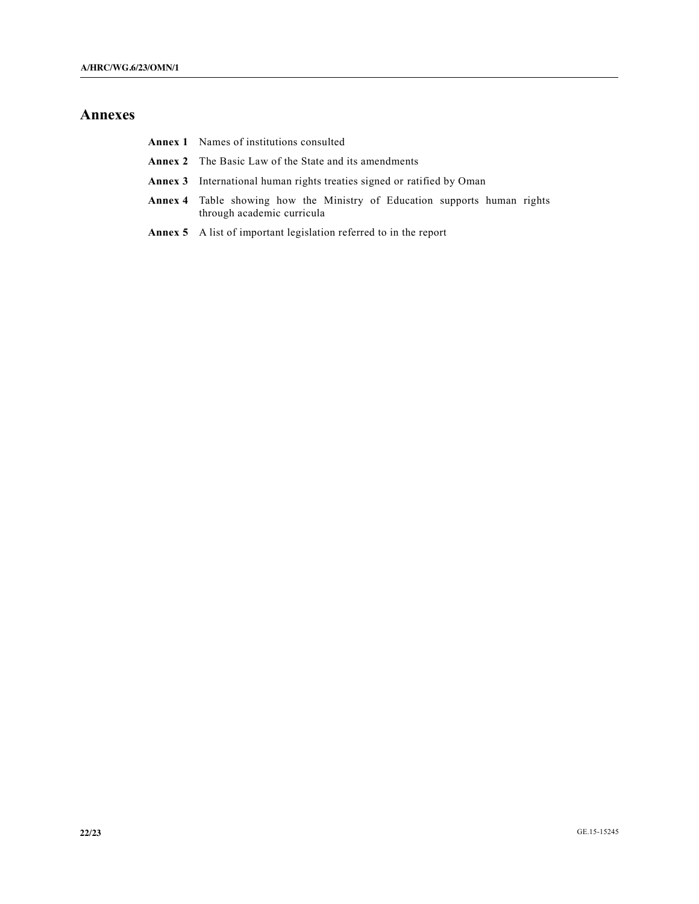# Annexes

**Annex 1** Names of institutions consulted

**Annex 2** The Basic Law of the State and its amendments

**Annex 3** International human rights treaties signed or ratified by Oman

**Annex 4** Table showing how the Ministry of Education supports human rights through academic curricula

**Annex 5** A list of important legislation referred to in the report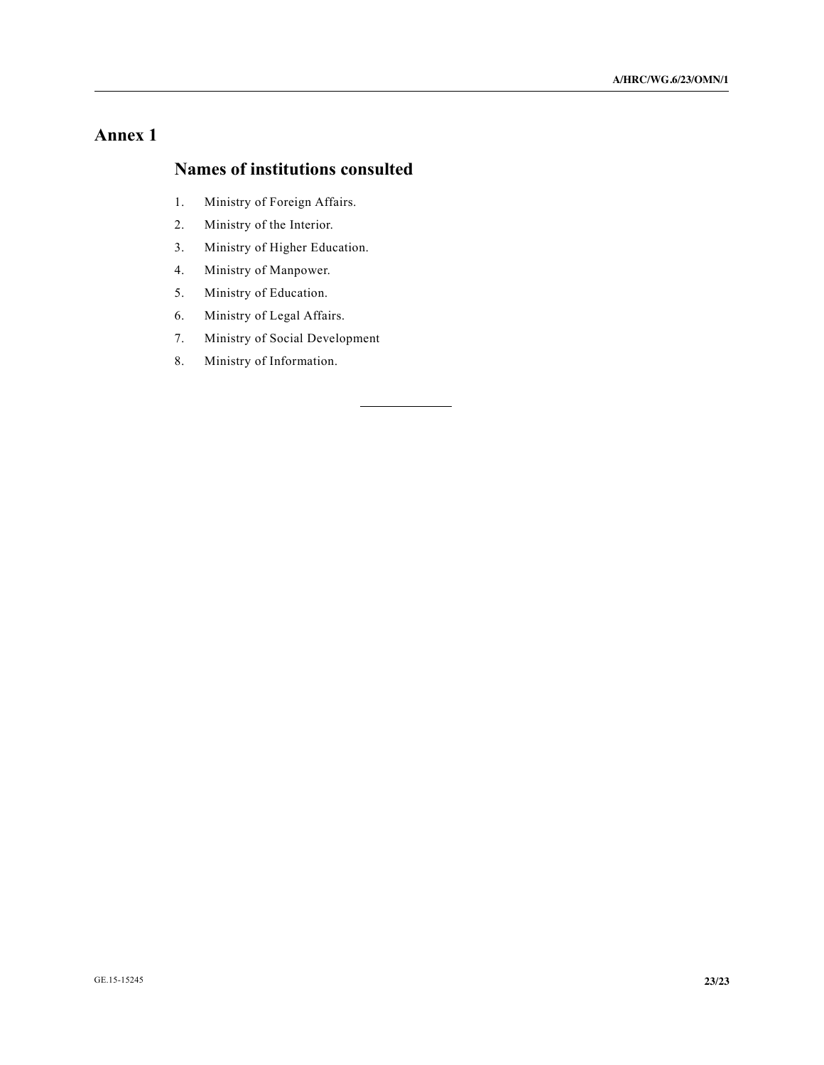# Annex 1

## Names of institutions consulted

1. Ministry of Foreign Affairs.
2. Ministry of the Interior.
3. Ministry of Higher Education.
4. Ministry of Manpower.
5. Ministry of Education.
6. Ministry of Legal Affairs.
7. Ministry of Social Development
8. Ministry of Information.